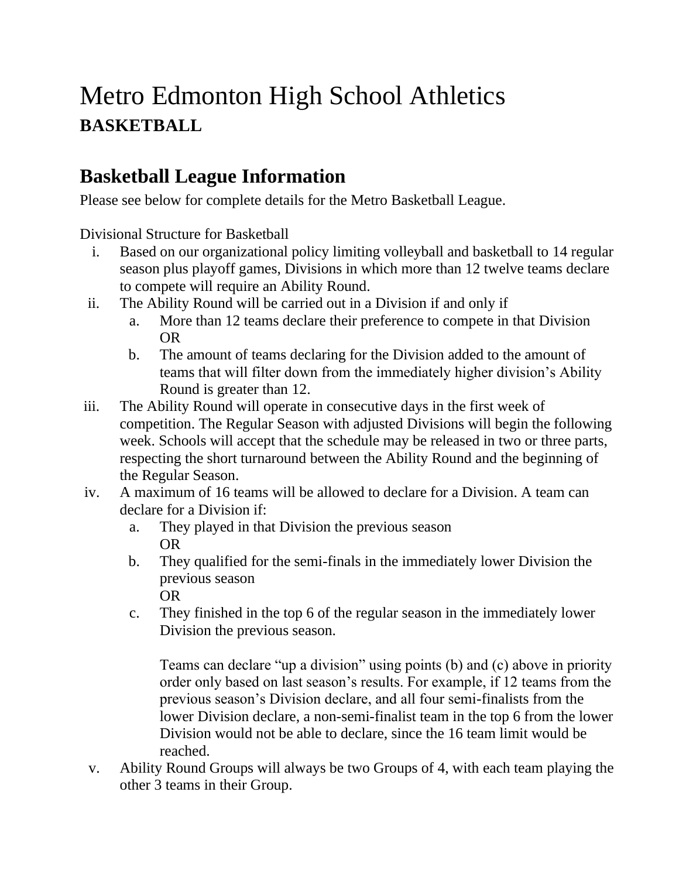# Metro Edmonton High School Athletics

**BASKETBALL**

## Basketball League Information

Please see below for complete details for the Metro Basketball League.

Divisional Structure for Basketball

i. Based on our organizational policy limiting volleyball and basketball to 14 regular season plus playoff games, Divisions in which more than 12 twelve teams declare to compete will require an Ability Round.

ii. The Ability Round will be carried out in a Division if and only if
   a. More than 12 teams declare their preference to compete in that Division OR
   b. The amount of teams declaring for the Division added to the amount of teams that will filter down from the immediately higher division's Ability Round is greater than 12.

iii. The Ability Round will operate in consecutive days in the first week of competition. The Regular Season with adjusted Divisions will begin the following week. Schools will accept that the schedule may be released in two or three parts, respecting the short turnaround between the Ability Round and the beginning of the Regular Season.

iv. A maximum of 16 teams will be allowed to declare for a Division. A team can declare for a Division if:
   a. They played in that Division the previous season
      OR
   b. They qualified for the semi-finals in the immediately lower Division the previous season
      OR
   c. They finished in the top 6 of the regular season in the immediately lower Division the previous season.

   Teams can declare "up a division" using points (b) and (c) above in priority order only based on last season's results. For example, if 12 teams from the previous season's Division declare, and all four semi-finalists from the lower Division declare, a non-semi-finalist team in the top 6 from the lower Division would not be able to declare, since the 16 team limit would be reached.

v. Ability Round Groups will always be two Groups of 4, with each team playing the other 3 teams in their Group.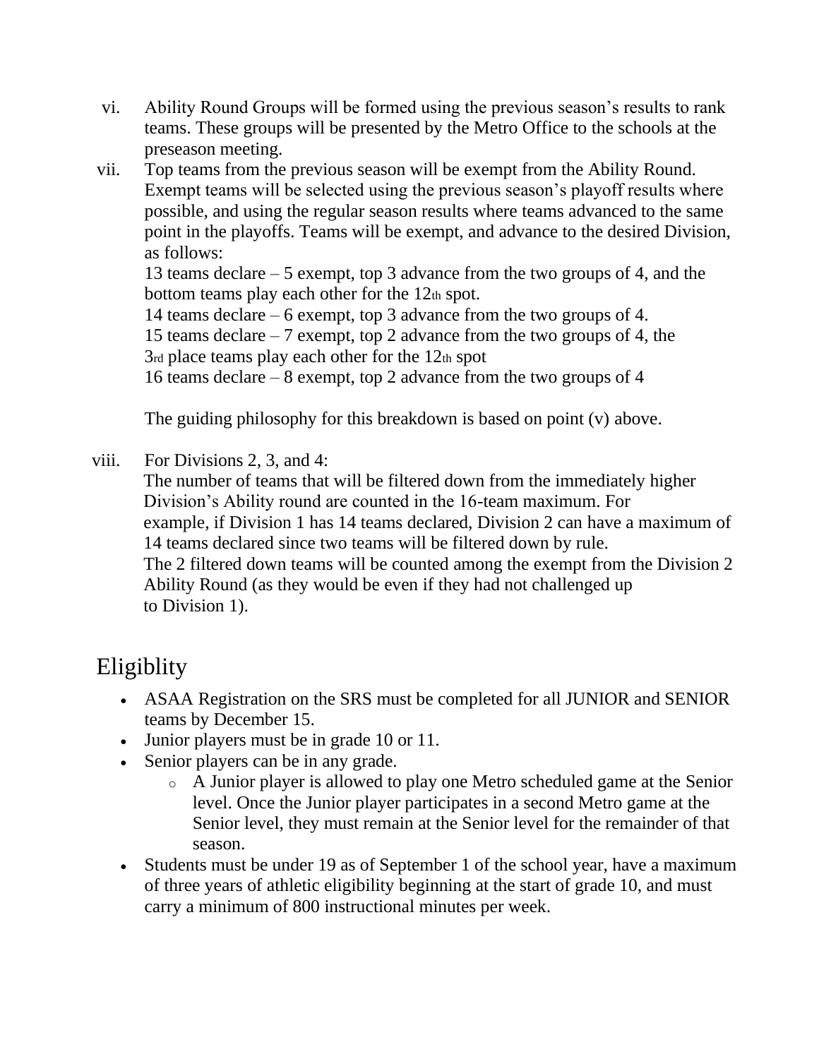vi. Ability Round Groups will be formed using the previous season's results to rank teams. These groups will be presented by the Metro Office to the schools at the preseason meeting.

vii. Top teams from the previous season will be exempt from the Ability Round. Exempt teams will be selected using the previous season's playoff results where possible, and using the regular season results where teams advanced to the same point in the playoffs. Teams will be exempt, and advance to the desired Division, as follows:
13 teams declare – 5 exempt, top 3 advance from the two groups of 4, and the bottom teams play each other for the 12th spot.
14 teams declare – 6 exempt, top 3 advance from the two groups of 4.
15 teams declare – 7 exempt, top 2 advance from the two groups of 4, the 3rd place teams play each other for the 12th spot
16 teams declare – 8 exempt, top 2 advance from the two groups of 4

The guiding philosophy for this breakdown is based on point (v) above.

viii. For Divisions 2, 3, and 4:
The number of teams that will be filtered down from the immediately higher Division's Ability round are counted in the 16-team maximum. For example, if Division 1 has 14 teams declared, Division 2 can have a maximum of 14 teams declared since two teams will be filtered down by rule.
The 2 filtered down teams will be counted among the exempt from the Division 2 Ability Round (as they would be even if they had not challenged up to Division 1).

## Eligiblity

- ASAA Registration on the SRS must be completed for all JUNIOR and SENIOR teams by December 15.
- Junior players must be in grade 10 or 11.
- Senior players can be in any grade.
  - A Junior player is allowed to play one Metro scheduled game at the Senior level. Once the Junior player participates in a second Metro game at the Senior level, they must remain at the Senior level for the remainder of that season.
- Students must be under 19 as of September 1 of the school year, have a maximum of three years of athletic eligibility beginning at the start of grade 10, and must carry a minimum of 800 instructional minutes per week.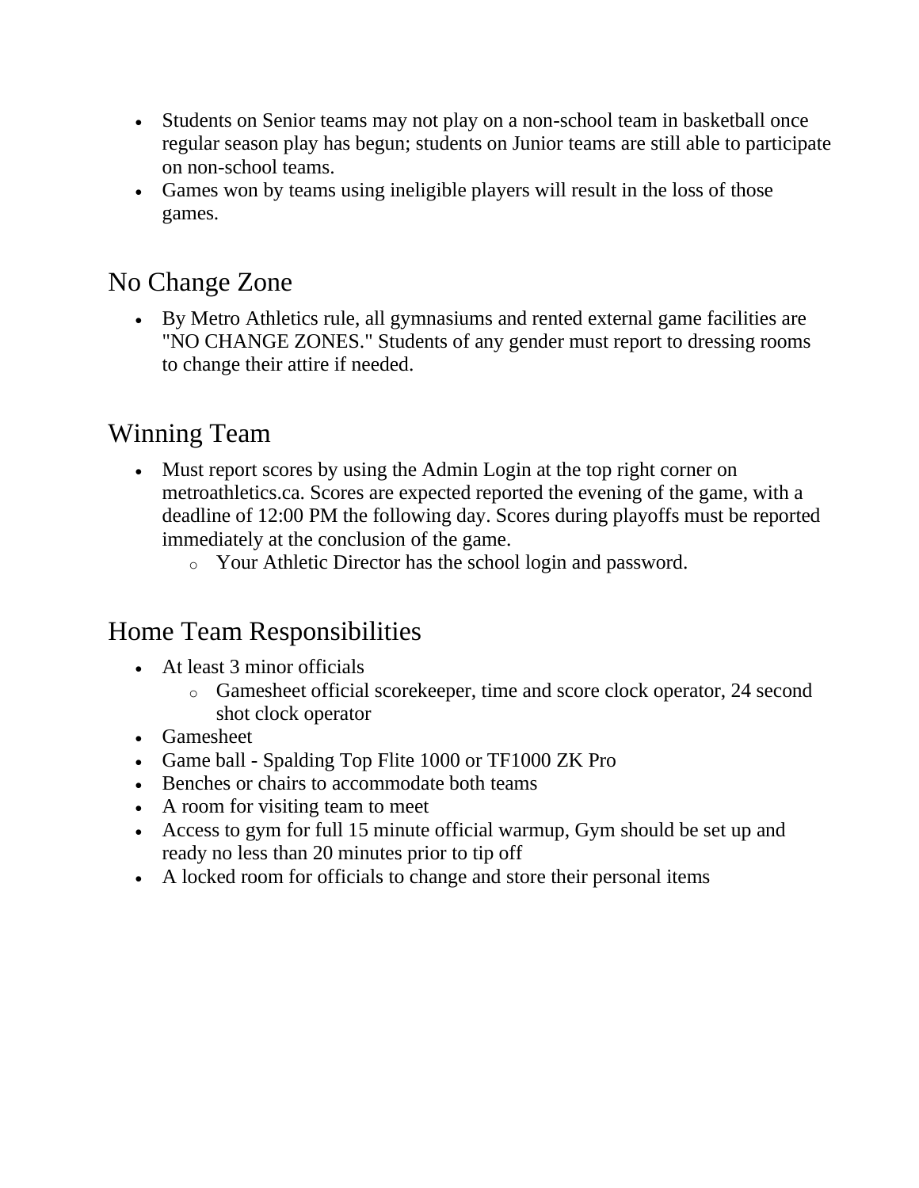- Students on Senior teams may not play on a non-school team in basketball once regular season play has begun; students on Junior teams are still able to participate on non-school teams.
- Games won by teams using ineligible players will result in the loss of those games.

## No Change Zone

- By Metro Athletics rule, all gymnasiums and rented external game facilities are "NO CHANGE ZONES." Students of any gender must report to dressing rooms to change their attire if needed.

## Winning Team

- Must report scores by using the Admin Login at the top right corner on metroathletics.ca. Scores are expected reported the evening of the game, with a deadline of 12:00 PM the following day. Scores during playoffs must be reported immediately at the conclusion of the game.
  - Your Athletic Director has the school login and password.

## Home Team Responsibilities

- At least 3 minor officials
  - Gamesheet official scorekeeper, time and score clock operator, 24 second shot clock operator
- Gamesheet
- Game ball - Spalding Top Flite 1000 or TF1000 ZK Pro
- Benches or chairs to accommodate both teams
- A room for visiting team to meet
- Access to gym for full 15 minute official warmup, Gym should be set up and ready no less than 20 minutes prior to tip off
- A locked room for officials to change and store their personal items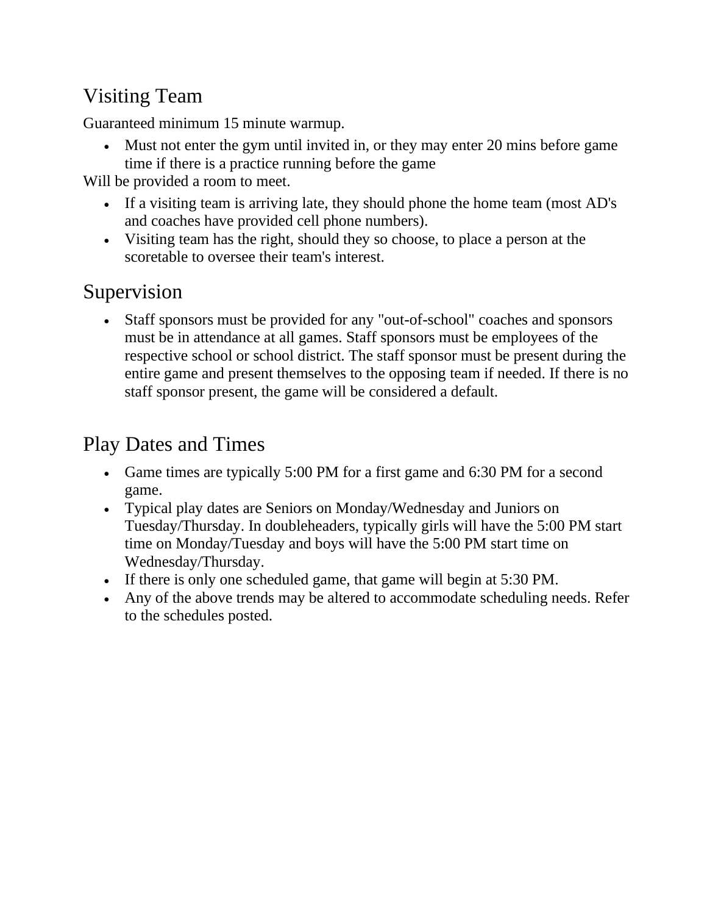## Visiting Team

Guaranteed minimum 15 minute warmup.

- Must not enter the gym until invited in, or they may enter 20 mins before game time if there is a practice running before the game

Will be provided a room to meet.

- If a visiting team is arriving late, they should phone the home team (most AD's and coaches have provided cell phone numbers).
- Visiting team has the right, should they so choose, to place a person at the scoretable to oversee their team's interest.

## Supervision

- Staff sponsors must be provided for any "out-of-school" coaches and sponsors must be in attendance at all games. Staff sponsors must be employees of the respective school or school district. The staff sponsor must be present during the entire game and present themselves to the opposing team if needed. If there is no staff sponsor present, the game will be considered a default.

## Play Dates and Times

- Game times are typically 5:00 PM for a first game and 6:30 PM for a second game.
- Typical play dates are Seniors on Monday/Wednesday and Juniors on Tuesday/Thursday. In doubleheaders, typically girls will have the 5:00 PM start time on Monday/Tuesday and boys will have the 5:00 PM start time on Wednesday/Thursday.
- If there is only one scheduled game, that game will begin at 5:30 PM.
- Any of the above trends may be altered to accommodate scheduling needs. Refer to the schedules posted.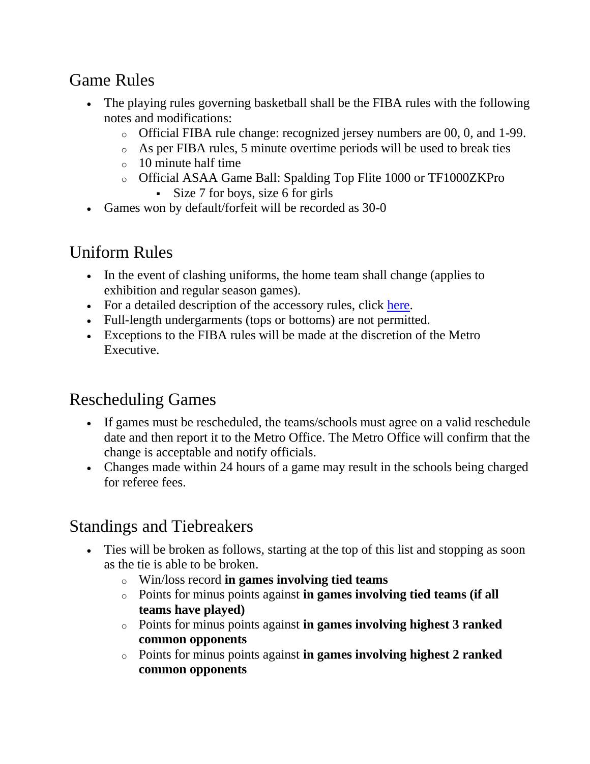## Game Rules

- The playing rules governing basketball shall be the FIBA rules with the following notes and modifications:
  - Official FIBA rule change: recognized jersey numbers are 00, 0, and 1-99.
  - As per FIBA rules, 5 minute overtime periods will be used to break ties
  - 10 minute half time
  - Official ASAA Game Ball: Spalding Top Flite 1000 or TF1000ZKPro
    - Size 7 for boys, size 6 for girls
- Games won by default/forfeit will be recorded as 30-0

## Uniform Rules

- In the event of clashing uniforms, the home team shall change (applies to exhibition and regular season games).
- For a detailed description of the accessory rules, click [here](#).
- Full-length undergarments (tops or bottoms) are not permitted.
- Exceptions to the FIBA rules will be made at the discretion of the Metro Executive.

## Rescheduling Games

- If games must be rescheduled, the teams/schools must agree on a valid reschedule date and then report it to the Metro Office. The Metro Office will confirm that the change is acceptable and notify officials.
- Changes made within 24 hours of a game may result in the schools being charged for referee fees.

## Standings and Tiebreakers

- Ties will be broken as follows, starting at the top of this list and stopping as soon as the tie is able to be broken.
  - Win/loss record **in games involving tied teams**
  - Points for minus points against **in games involving tied teams (if all teams have played)**
  - Points for minus points against **in games involving highest 3 ranked common opponents**
  - Points for minus points against **in games involving highest 2 ranked common opponents**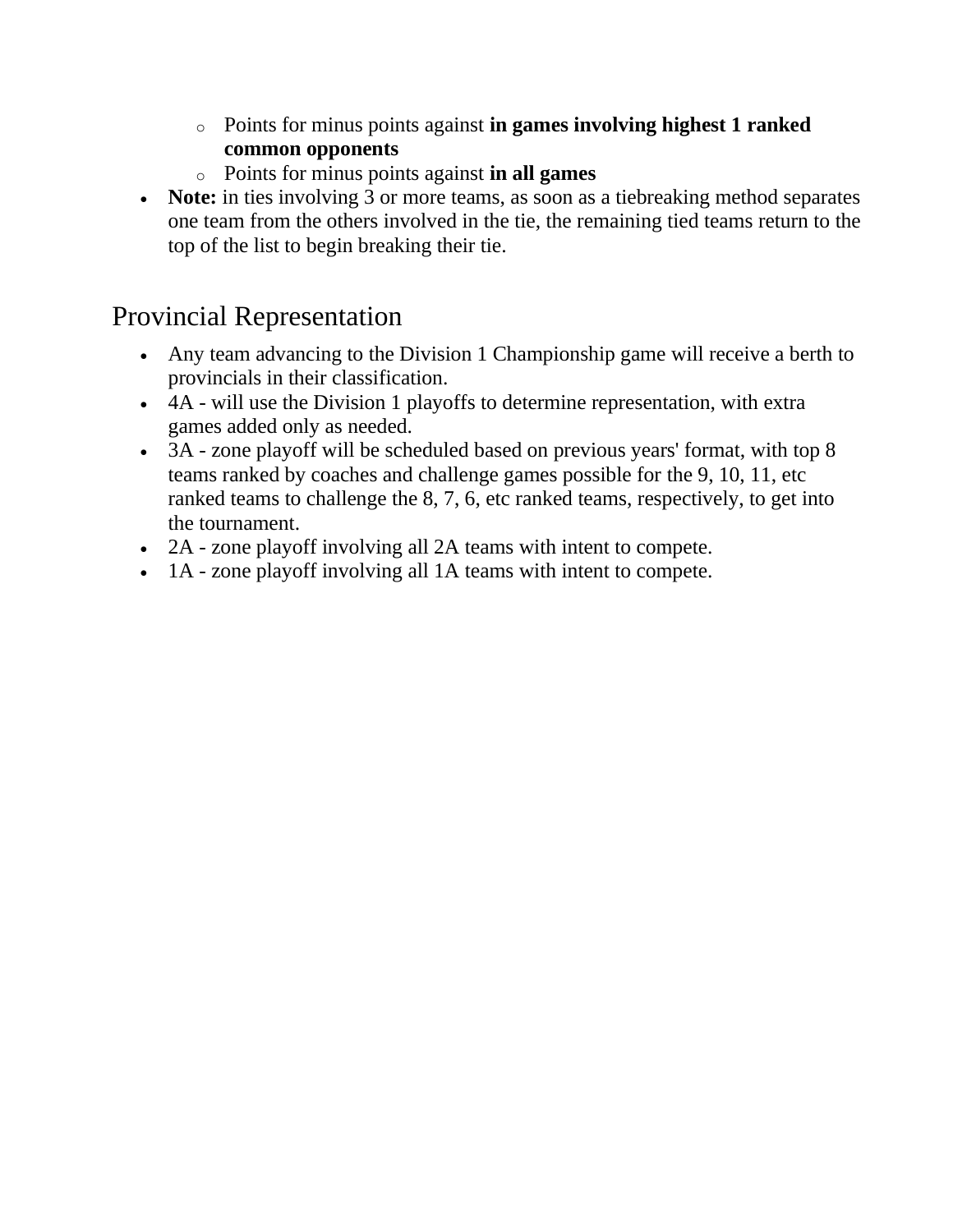- Points for minus points against **in games involving highest 1 ranked common opponents**
    - Points for minus points against **in all games**
- **Note:** in ties involving 3 or more teams, as soon as a tiebreaking method separates one team from the others involved in the tie, the remaining tied teams return to the top of the list to begin breaking their tie.

## Provincial Representation

- Any team advancing to the Division 1 Championship game will receive a berth to provincials in their classification.
- 4A - will use the Division 1 playoffs to determine representation, with extra games added only as needed.
- 3A - zone playoff will be scheduled based on previous years' format, with top 8 teams ranked by coaches and challenge games possible for the 9, 10, 11, etc ranked teams to challenge the 8, 7, 6, etc ranked teams, respectively, to get into the tournament.
- 2A - zone playoff involving all 2A teams with intent to compete.
- 1A - zone playoff involving all 1A teams with intent to compete.